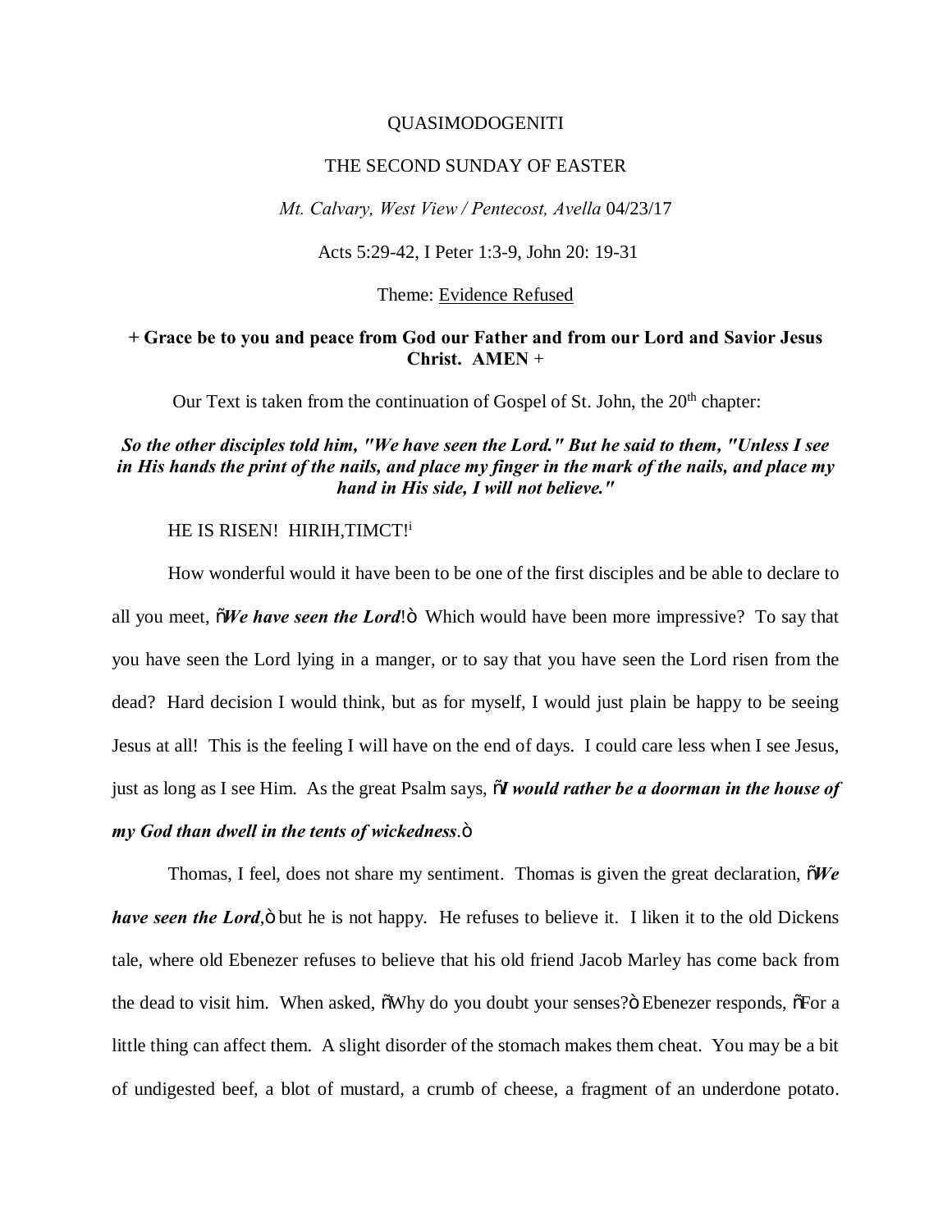QUASIMODOGENITI

THE SECOND SUNDAY OF EASTER

*Mt. Calvary, West View / Pentecost, Avella* 04/23/17

Acts 5:29-42, I Peter 1:3-9, John 20: 19-31

Theme: Evidence Refused

**+ Grace be to you and peace from God our Father and from our Lord and Savior Jesus Christ. AMEN** +

Our Text is taken from the continuation of Gospel of St. John, the 20th chapter:

***So the other disciples told him, "We have seen the Lord." But he said to them, "Unless I see in His hands the print of the nails, and place my finger in the mark of the nails, and place my hand in His side, I will not believe."***

HE IS RISEN! HIRIH,TIMCT![i]

How wonderful would it have been to be one of the first disciples and be able to declare to all you meet, "***We have seen the Lord***!" Which would have been more impressive? To say that you have seen the Lord lying in a manger, or to say that you have seen the Lord risen from the dead? Hard decision I would think, but as for myself, I would just plain be happy to be seeing Jesus at all! This is the feeling I will have on the end of days. I could care less when I see Jesus, just as long as I see Him. As the great Psalm says, "***I would rather be a doorman in the house of my God than dwell in the tents of wickedness***."

Thomas, I feel, does not share my sentiment. Thomas is given the great declaration, "***We have seen the Lord***," but he is not happy. He refuses to believe it. I liken it to the old Dickens tale, where old Ebenezer refuses to believe that his old friend Jacob Marley has come back from the dead to visit him. When asked, "Why do you doubt your senses?" Ebenezer responds, "For a little thing can affect them. A slight disorder of the stomach makes them cheat. You may be a bit of undigested beef, a blot of mustard, a crumb of cheese, a fragment of an underdone potato.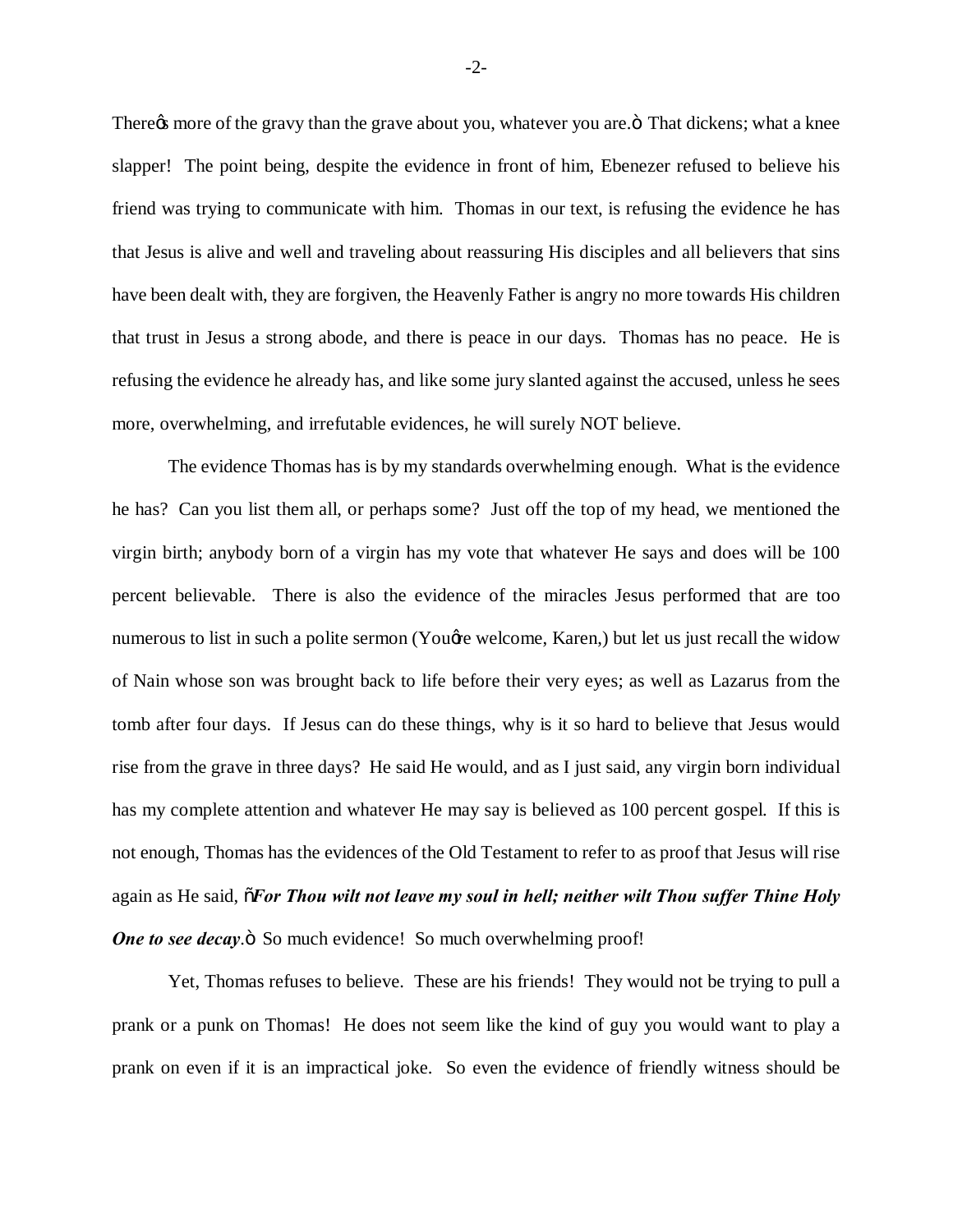There's more of the gravy than the grave about you, whatever you are." That dickens; what a knee slapper! The point being, despite the evidence in front of him, Ebenezer refused to believe his friend was trying to communicate with him. Thomas in our text, is refusing the evidence he has that Jesus is alive and well and traveling about reassuring His disciples and all believers that sins have been dealt with, they are forgiven, the Heavenly Father is angry no more towards His children that trust in Jesus a strong abode, and there is peace in our days. Thomas has no peace. He is refusing the evidence he already has, and like some jury slanted against the accused, unless he sees more, overwhelming, and irrefutable evidences, he will surely NOT believe.

The evidence Thomas has is by my standards overwhelming enough. What is the evidence he has? Can you list them all, or perhaps some? Just off the top of my head, we mentioned the virgin birth; anybody born of a virgin has my vote that whatever He says and does will be 100 percent believable. There is also the evidence of the miracles Jesus performed that are too numerous to list in such a polite sermon (You're welcome, Karen,) but let us just recall the widow of Nain whose son was brought back to life before their very eyes; as well as Lazarus from the tomb after four days. If Jesus can do these things, why is it so hard to believe that Jesus would rise from the grave in three days? He said He would, and as I just said, any virgin born individual has my complete attention and whatever He may say is believed as 100 percent gospel. If this is not enough, Thomas has the evidences of the Old Testament to refer to as proof that Jesus will rise again as He said, "***For Thou wilt not leave my soul in hell; neither wilt Thou suffer Thine Holy One to see decay***." So much evidence! So much overwhelming proof!

Yet, Thomas refuses to believe. These are his friends! They would not be trying to pull a prank or a punk on Thomas! He does not seem like the kind of guy you would want to play a prank on even if it is an impractical joke. So even the evidence of friendly witness should be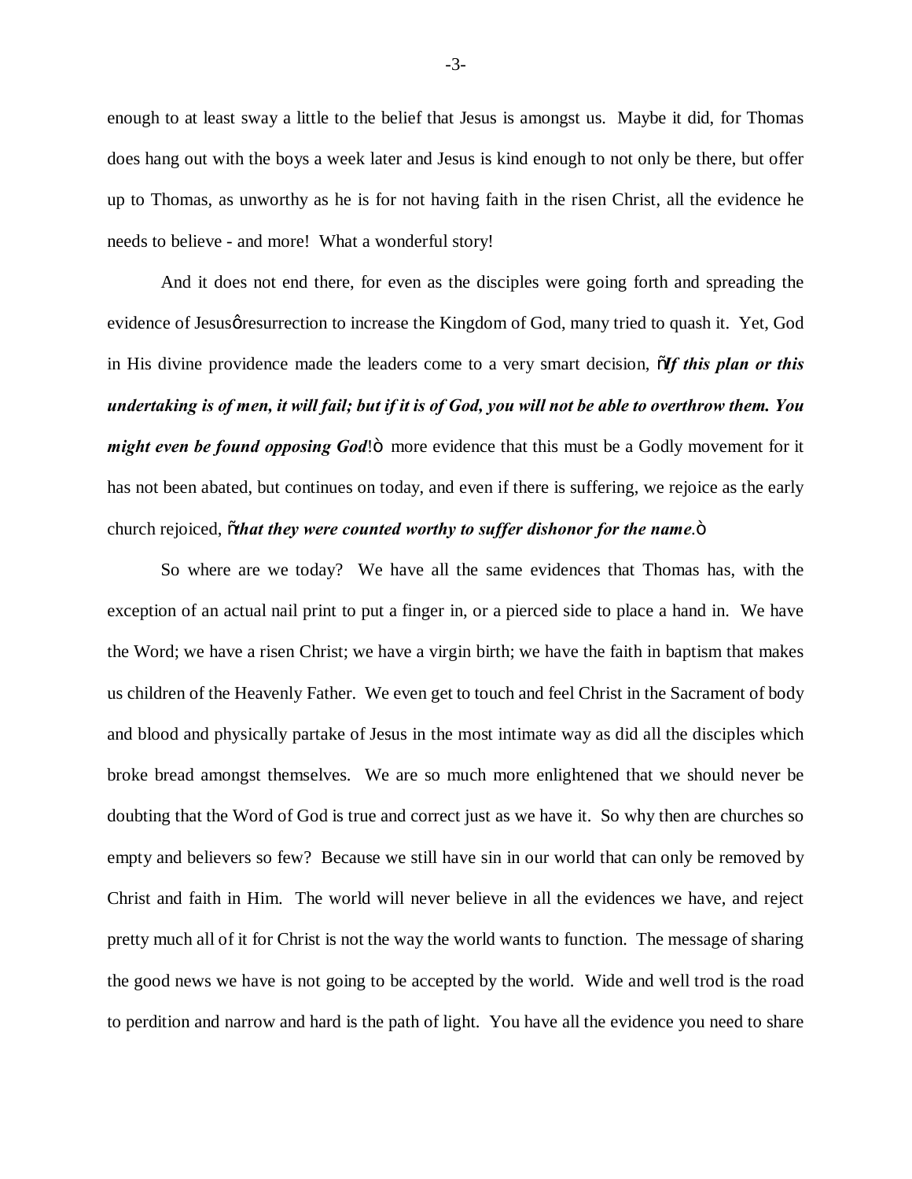enough to at least sway a little to the belief that Jesus is amongst us. Maybe it did, for Thomas does hang out with the boys a week later and Jesus is kind enough to not only be there, but offer up to Thomas, as unworthy as he is for not having faith in the risen Christ, all the evidence he needs to believe - and more! What a wonderful story!

And it does not end there, for even as the disciples were going forth and spreading the evidence of Jesus' resurrection to increase the Kingdom of God, many tried to quash it. Yet, God in His divine providence made the leaders come to a very smart decision, "***If this plan or this undertaking is of men, it will fail; but if it is of God, you will not be able to overthrow them. You might even be found opposing God***!" more evidence that this must be a Godly movement for it has not been abated, but continues on today, and even if there is suffering, we rejoice as the early church rejoiced, "***that they were counted worthy to suffer dishonor for the name***."

So where are we today? We have all the same evidences that Thomas has, with the exception of an actual nail print to put a finger in, or a pierced side to place a hand in. We have the Word; we have a risen Christ; we have a virgin birth; we have the faith in baptism that makes us children of the Heavenly Father. We even get to touch and feel Christ in the Sacrament of body and blood and physically partake of Jesus in the most intimate way as did all the disciples which broke bread amongst themselves. We are so much more enlightened that we should never be doubting that the Word of God is true and correct just as we have it. So why then are churches so empty and believers so few? Because we still have sin in our world that can only be removed by Christ and faith in Him. The world will never believe in all the evidences we have, and reject pretty much all of it for Christ is not the way the world wants to function. The message of sharing the good news we have is not going to be accepted by the world. Wide and well trod is the road to perdition and narrow and hard is the path of light. You have all the evidence you need to share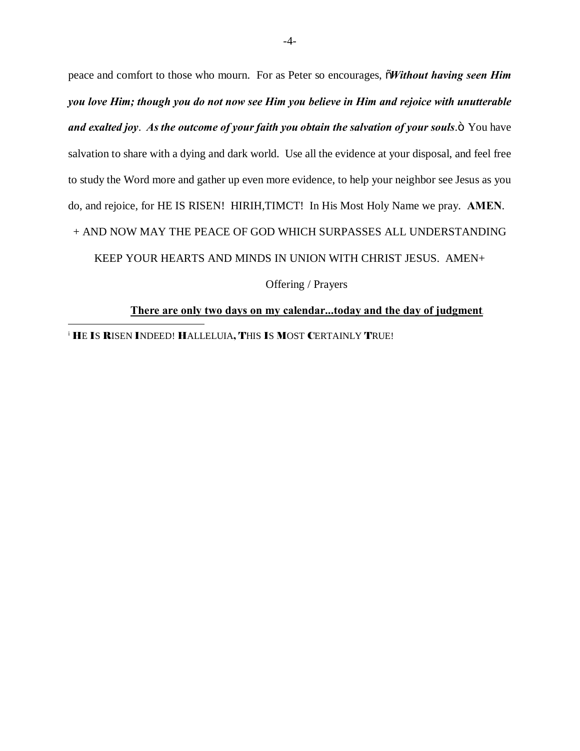peace and comfort to those who mourn. For as Peter so encourages, "***Without having seen Him you love Him; though you do not now see Him you believe in Him and rejoice with unutterable and exalted joy. As the outcome of your faith you obtain the salvation of your souls***." You have salvation to share with a dying and dark world. Use all the evidence at your disposal, and feel free to study the Word more and gather up even more evidence, to help your neighbor see Jesus as you do, and rejoice, for HE IS RISEN! HIRIH,TIMCT![i] In His Most Holy Name we pray. **AMEN**.

+ AND NOW MAY THE PEACE OF GOD WHICH SURPASSES ALL UNDERSTANDING KEEP YOUR HEARTS AND MINDS IN UNION WITH CHRIST JESUS. AMEN+

Offering / Prayers

**There are only two days on my calendar...today and the day of judgment**.

---

[i] **H**E **I**S **R**ISEN **I**NDEED! **H**ALLELUIA**, T**HIS **I**S **M**OST **C**ERTAINLY **T**RUE!